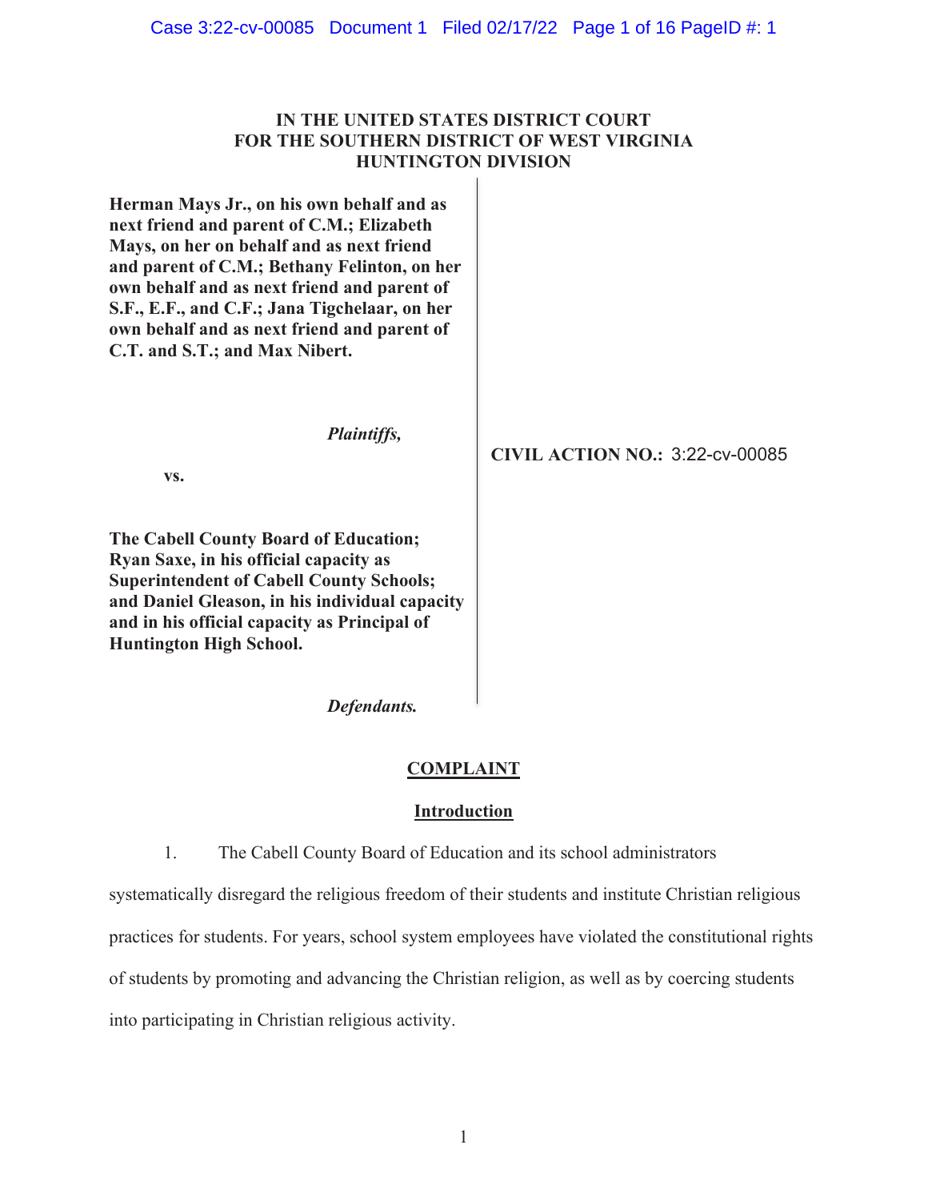**IN THE UNITED STATES DISTRICT COURT**
**FOR THE SOUTHERN DISTRICT OF WEST VIRGINIA**
**HUNTINGTON DIVISION**

**Herman Mays Jr., on his own behalf and as next friend and parent of C.M.; Elizabeth Mays, on her on behalf and as next friend and parent of C.M.; Bethany Felinton, on her own behalf and as next friend and parent of S.F., E.F., and C.F.; Jana Tigchelaar, on her own behalf and as next friend and parent of C.T. and S.T.; and Max Nibert.**

*Plaintiffs,*

**vs.**

**The Cabell County Board of Education; Ryan Saxe, in his official capacity as Superintendent of Cabell County Schools; and Daniel Gleason, in his individual capacity and in his official capacity as Principal of Huntington High School.**

*Defendants.*

**CIVIL ACTION NO.:** 3:22-cv-00085

## COMPLAINT

### Introduction

1. The Cabell County Board of Education and its school administrators systematically disregard the religious freedom of their students and institute Christian religious practices for students. For years, school system employees have violated the constitutional rights of students by promoting and advancing the Christian religion, as well as by coercing students into participating in Christian religious activity.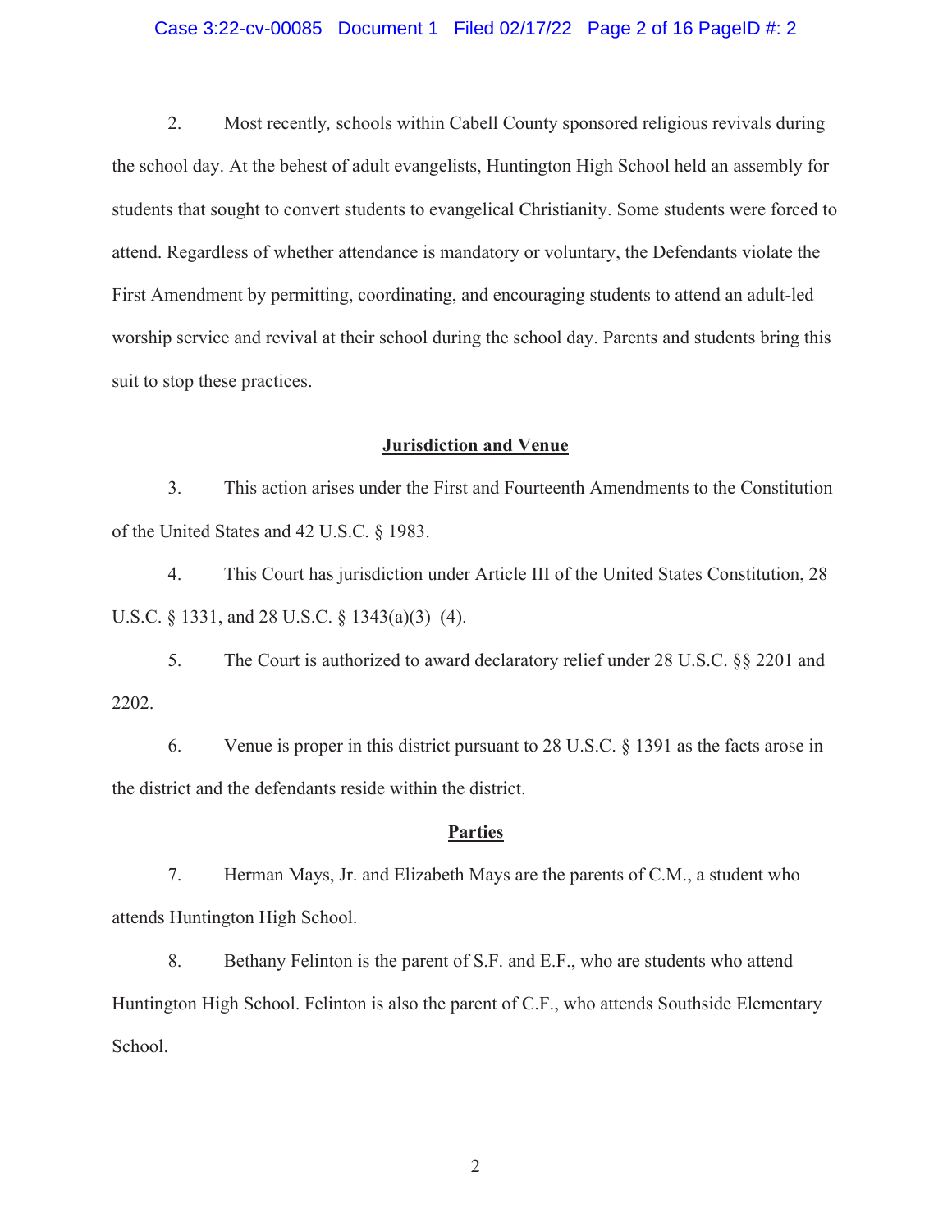2. Most recently, schools within Cabell County sponsored religious revivals during the school day. At the behest of adult evangelists, Huntington High School held an assembly for students that sought to convert students to evangelical Christianity. Some students were forced to attend. Regardless of whether attendance is mandatory or voluntary, the Defendants violate the First Amendment by permitting, coordinating, and encouraging students to attend an adult-led worship service and revival at their school during the school day. Parents and students bring this suit to stop these practices.

## Jurisdiction and Venue

3. This action arises under the First and Fourteenth Amendments to the Constitution of the United States and 42 U.S.C. § 1983.

4. This Court has jurisdiction under Article III of the United States Constitution, 28 U.S.C. § 1331, and 28 U.S.C. § 1343(a)(3)–(4).

5. The Court is authorized to award declaratory relief under 28 U.S.C. §§ 2201 and 2202.

6. Venue is proper in this district pursuant to 28 U.S.C. § 1391 as the facts arose in the district and the defendants reside within the district.

## Parties

7. Herman Mays, Jr. and Elizabeth Mays are the parents of C.M., a student who attends Huntington High School.

8. Bethany Felinton is the parent of S.F. and E.F., who are students who attend Huntington High School. Felinton is also the parent of C.F., who attends Southside Elementary School.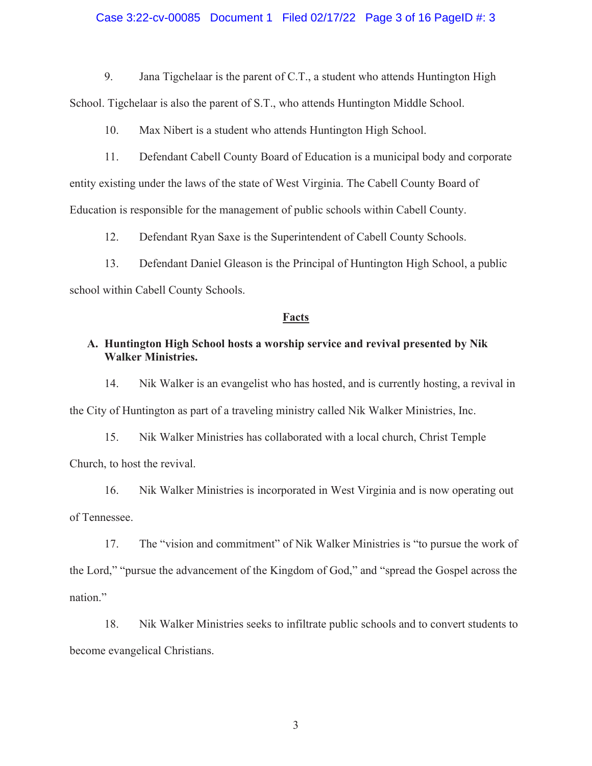9. Jana Tigchelaar is the parent of C.T., a student who attends Huntington High School. Tigchelaar is also the parent of S.T., who attends Huntington Middle School.

10. Max Nibert is a student who attends Huntington High School.

11. Defendant Cabell County Board of Education is a municipal body and corporate entity existing under the laws of the state of West Virginia. The Cabell County Board of Education is responsible for the management of public schools within Cabell County.

12. Defendant Ryan Saxe is the Superintendent of Cabell County Schools.

13. Defendant Daniel Gleason is the Principal of Huntington High School, a public school within Cabell County Schools.

## Facts

### A. Huntington High School hosts a worship service and revival presented by Nik Walker Ministries.

14. Nik Walker is an evangelist who has hosted, and is currently hosting, a revival in the City of Huntington as part of a traveling ministry called Nik Walker Ministries, Inc.

15. Nik Walker Ministries has collaborated with a local church, Christ Temple Church, to host the revival.

16. Nik Walker Ministries is incorporated in West Virginia and is now operating out of Tennessee.

17. The "vision and commitment" of Nik Walker Ministries is "to pursue the work of the Lord," "pursue the advancement of the Kingdom of God," and "spread the Gospel across the nation."

18. Nik Walker Ministries seeks to infiltrate public schools and to convert students to become evangelical Christians.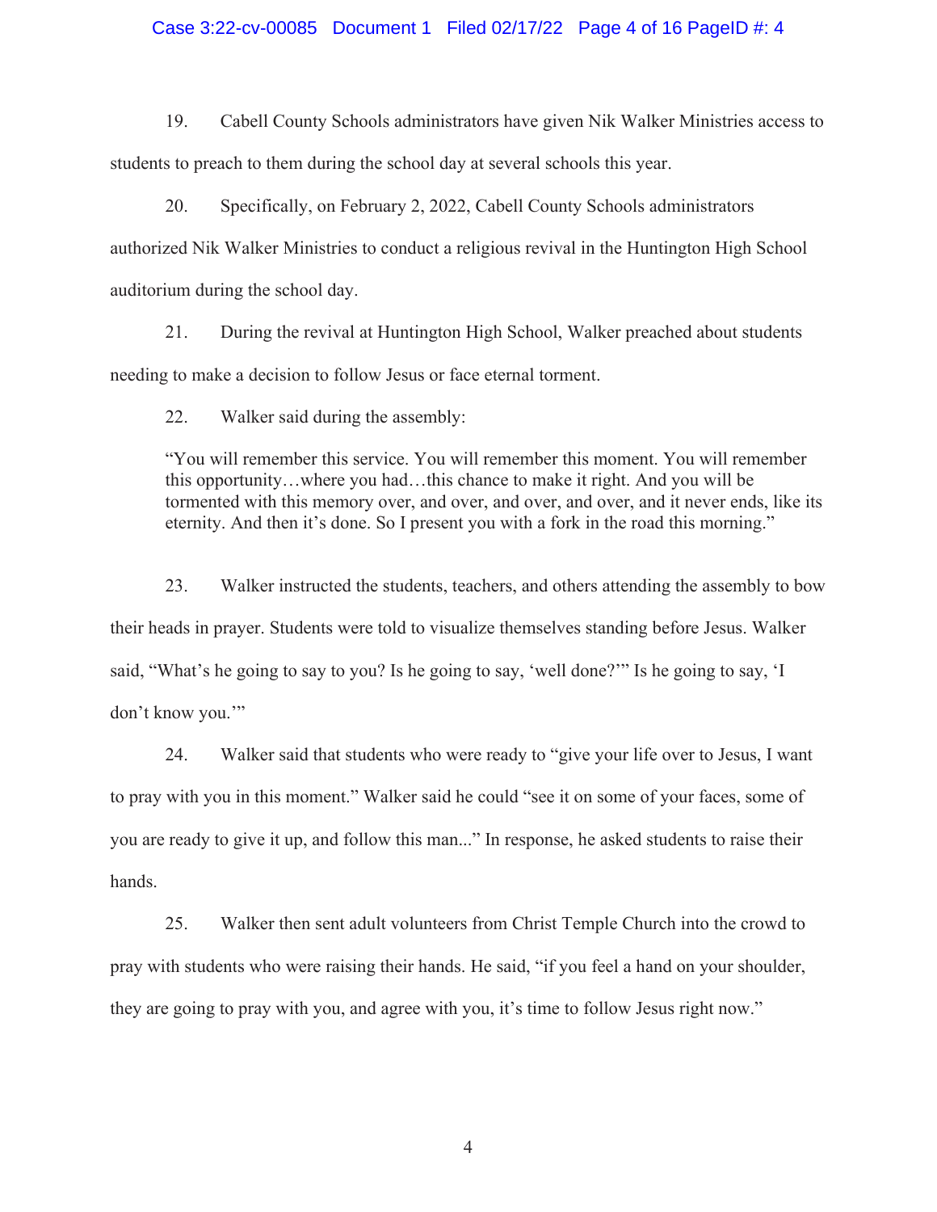19. Cabell County Schools administrators have given Nik Walker Ministries access to students to preach to them during the school day at several schools this year.

20. Specifically, on February 2, 2022, Cabell County Schools administrators authorized Nik Walker Ministries to conduct a religious revival in the Huntington High School auditorium during the school day.

21. During the revival at Huntington High School, Walker preached about students needing to make a decision to follow Jesus or face eternal torment.

22. Walker said during the assembly:

> "You will remember this service. You will remember this moment. You will remember this opportunity…where you had…this chance to make it right. And you will be tormented with this memory over, and over, and over, and over, and it never ends, like its eternity. And then it's done. So I present you with a fork in the road this morning."

23. Walker instructed the students, teachers, and others attending the assembly to bow their heads in prayer. Students were told to visualize themselves standing before Jesus. Walker said, "What's he going to say to you? Is he going to say, 'well done?'" Is he going to say, 'I don't know you.'"

24. Walker said that students who were ready to "give your life over to Jesus, I want to pray with you in this moment." Walker said he could "see it on some of your faces, some of you are ready to give it up, and follow this man..." In response, he asked students to raise their hands.

25. Walker then sent adult volunteers from Christ Temple Church into the crowd to pray with students who were raising their hands. He said, "if you feel a hand on your shoulder, they are going to pray with you, and agree with you, it's time to follow Jesus right now."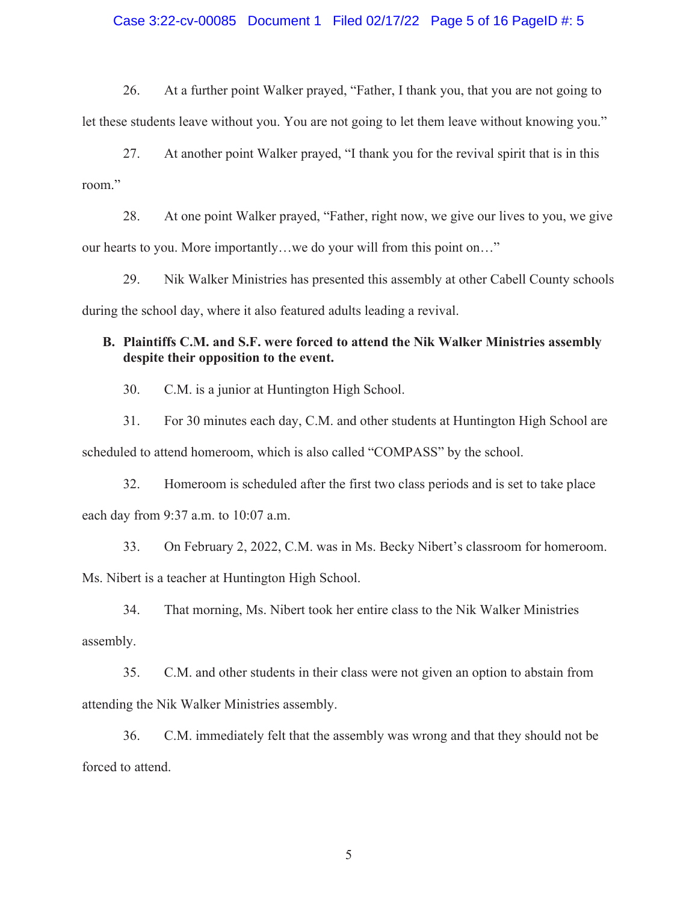26. At a further point Walker prayed, "Father, I thank you, that you are not going to let these students leave without you. You are not going to let them leave without knowing you."

27. At another point Walker prayed, "I thank you for the revival spirit that is in this room."

28. At one point Walker prayed, "Father, right now, we give our lives to you, we give our hearts to you. More importantly…we do your will from this point on…"

29. Nik Walker Ministries has presented this assembly at other Cabell County schools during the school day, where it also featured adults leading a revival.

**B. Plaintiffs C.M. and S.F. were forced to attend the Nik Walker Ministries assembly despite their opposition to the event.**

30. C.M. is a junior at Huntington High School.

31. For 30 minutes each day, C.M. and other students at Huntington High School are scheduled to attend homeroom, which is also called "COMPASS" by the school.

32. Homeroom is scheduled after the first two class periods and is set to take place each day from 9:37 a.m. to 10:07 a.m.

33. On February 2, 2022, C.M. was in Ms. Becky Nibert's classroom for homeroom. Ms. Nibert is a teacher at Huntington High School.

34. That morning, Ms. Nibert took her entire class to the Nik Walker Ministries assembly.

35. C.M. and other students in their class were not given an option to abstain from attending the Nik Walker Ministries assembly.

36. C.M. immediately felt that the assembly was wrong and that they should not be forced to attend.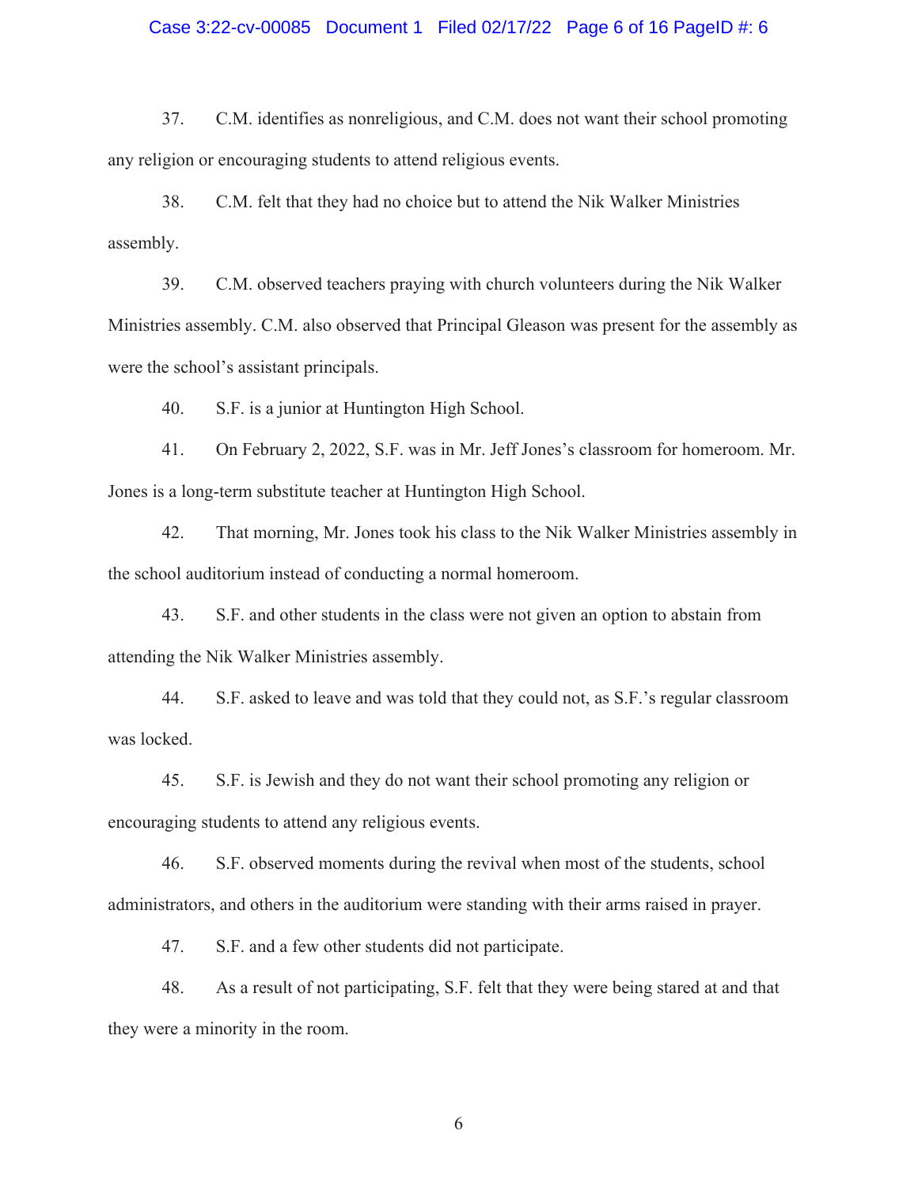37. C.M. identifies as nonreligious, and C.M. does not want their school promoting any religion or encouraging students to attend religious events.

38. C.M. felt that they had no choice but to attend the Nik Walker Ministries assembly.

39. C.M. observed teachers praying with church volunteers during the Nik Walker Ministries assembly. C.M. also observed that Principal Gleason was present for the assembly as were the school's assistant principals.

40. S.F. is a junior at Huntington High School.

41. On February 2, 2022, S.F. was in Mr. Jeff Jones's classroom for homeroom. Mr. Jones is a long-term substitute teacher at Huntington High School.

42. That morning, Mr. Jones took his class to the Nik Walker Ministries assembly in the school auditorium instead of conducting a normal homeroom.

43. S.F. and other students in the class were not given an option to abstain from attending the Nik Walker Ministries assembly.

44. S.F. asked to leave and was told that they could not, as S.F.'s regular classroom was locked.

45. S.F. is Jewish and they do not want their school promoting any religion or encouraging students to attend any religious events.

46. S.F. observed moments during the revival when most of the students, school administrators, and others in the auditorium were standing with their arms raised in prayer.

47. S.F. and a few other students did not participate.

48. As a result of not participating, S.F. felt that they were being stared at and that they were a minority in the room.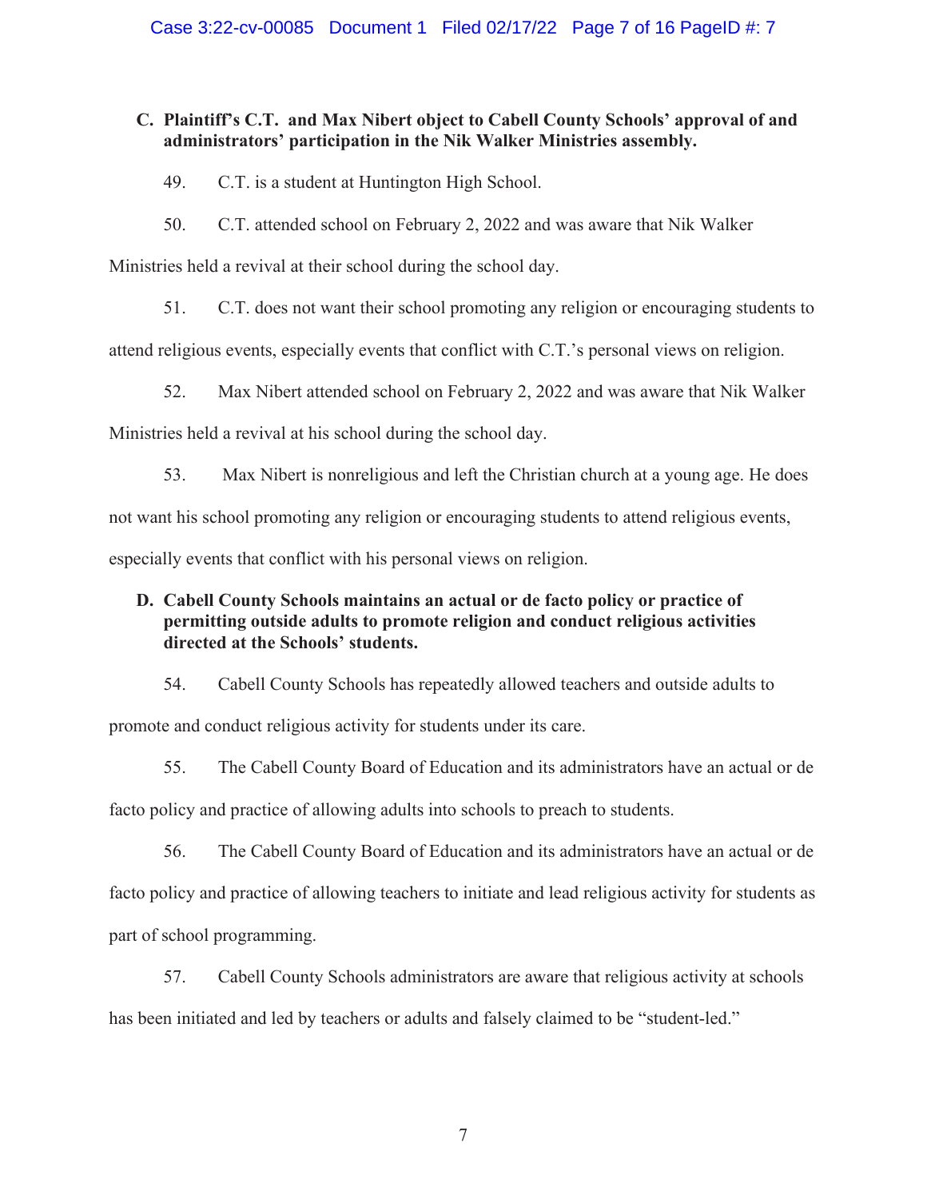**C. Plaintiff's C.T. and Max Nibert object to Cabell County Schools' approval of and administrators' participation in the Nik Walker Ministries assembly.**

49. C.T. is a student at Huntington High School.

50. C.T. attended school on February 2, 2022 and was aware that Nik Walker Ministries held a revival at their school during the school day.

51. C.T. does not want their school promoting any religion or encouraging students to attend religious events, especially events that conflict with C.T.'s personal views on religion.

52. Max Nibert attended school on February 2, 2022 and was aware that Nik Walker Ministries held a revival at his school during the school day.

53. Max Nibert is nonreligious and left the Christian church at a young age. He does not want his school promoting any religion or encouraging students to attend religious events, especially events that conflict with his personal views on religion.

**D. Cabell County Schools maintains an actual or de facto policy or practice of permitting outside adults to promote religion and conduct religious activities directed at the Schools' students.**

54. Cabell County Schools has repeatedly allowed teachers and outside adults to promote and conduct religious activity for students under its care.

55. The Cabell County Board of Education and its administrators have an actual or de facto policy and practice of allowing adults into schools to preach to students.

56. The Cabell County Board of Education and its administrators have an actual or de facto policy and practice of allowing teachers to initiate and lead religious activity for students as part of school programming.

57. Cabell County Schools administrators are aware that religious activity at schools has been initiated and led by teachers or adults and falsely claimed to be "student-led."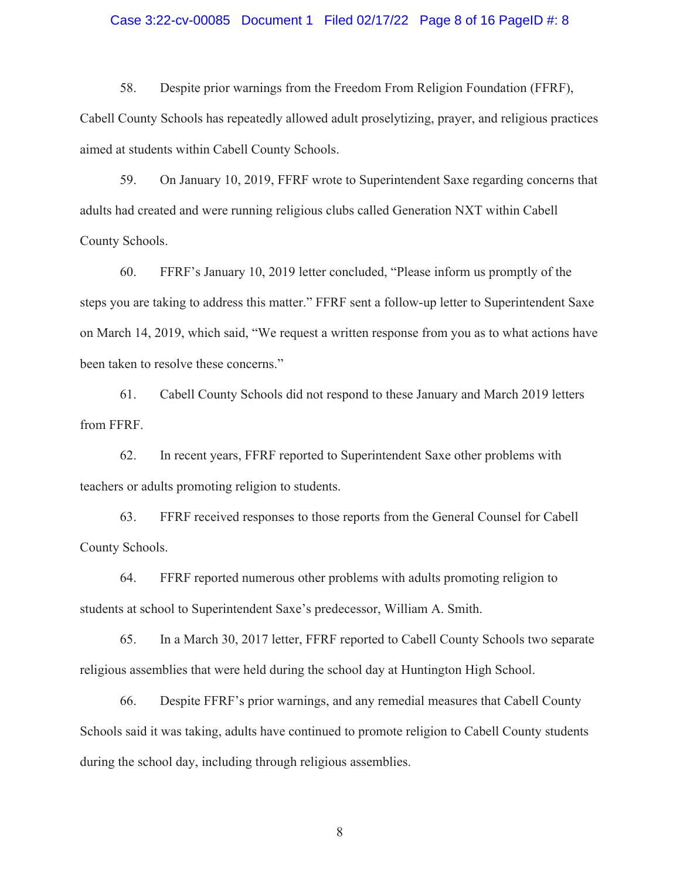58. Despite prior warnings from the Freedom From Religion Foundation (FFRF), Cabell County Schools has repeatedly allowed adult proselytizing, prayer, and religious practices aimed at students within Cabell County Schools.

59. On January 10, 2019, FFRF wrote to Superintendent Saxe regarding concerns that adults had created and were running religious clubs called Generation NXT within Cabell County Schools.

60. FFRF's January 10, 2019 letter concluded, "Please inform us promptly of the steps you are taking to address this matter." FFRF sent a follow-up letter to Superintendent Saxe on March 14, 2019, which said, "We request a written response from you as to what actions have been taken to resolve these concerns."

61. Cabell County Schools did not respond to these January and March 2019 letters from FFRF.

62. In recent years, FFRF reported to Superintendent Saxe other problems with teachers or adults promoting religion to students.

63. FFRF received responses to those reports from the General Counsel for Cabell County Schools.

64. FFRF reported numerous other problems with adults promoting religion to students at school to Superintendent Saxe's predecessor, William A. Smith.

65. In a March 30, 2017 letter, FFRF reported to Cabell County Schools two separate religious assemblies that were held during the school day at Huntington High School.

66. Despite FFRF's prior warnings, and any remedial measures that Cabell County Schools said it was taking, adults have continued to promote religion to Cabell County students during the school day, including through religious assemblies.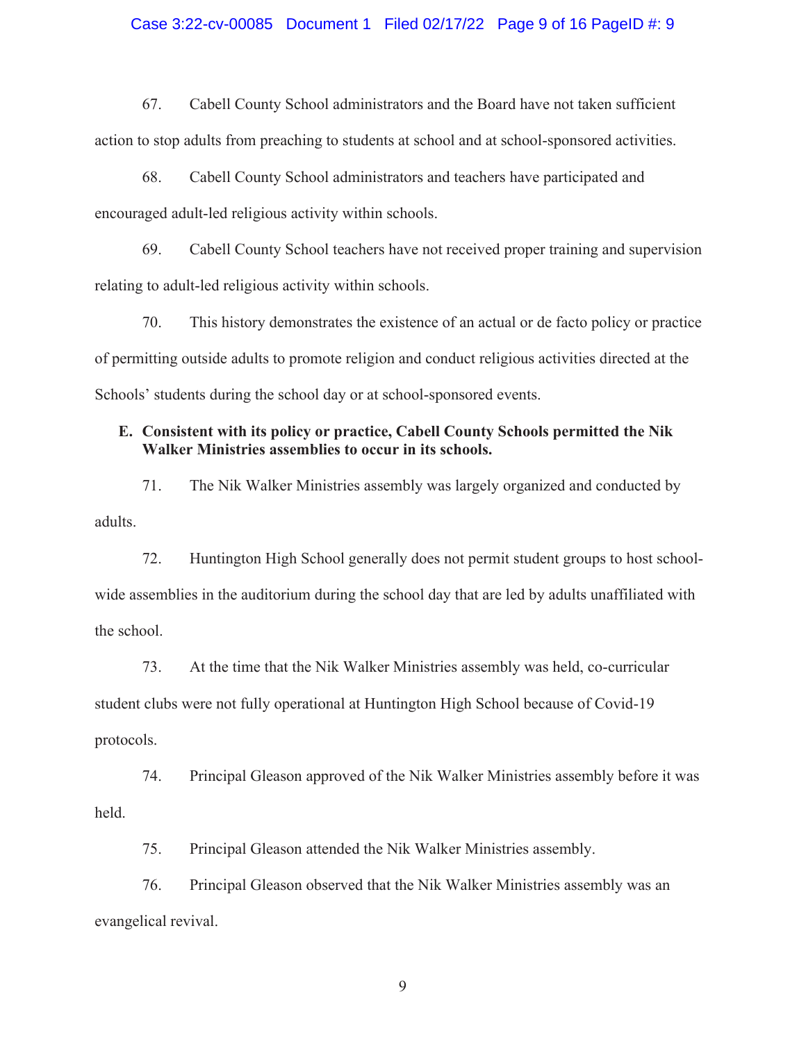67. Cabell County School administrators and the Board have not taken sufficient action to stop adults from preaching to students at school and at school-sponsored activities.

68. Cabell County School administrators and teachers have participated and encouraged adult-led religious activity within schools.

69. Cabell County School teachers have not received proper training and supervision relating to adult-led religious activity within schools.

70. This history demonstrates the existence of an actual or de facto policy or practice of permitting outside adults to promote religion and conduct religious activities directed at the Schools' students during the school day or at school-sponsored events.

**E. Consistent with its policy or practice, Cabell County Schools permitted the Nik Walker Ministries assemblies to occur in its schools.**

71. The Nik Walker Ministries assembly was largely organized and conducted by adults.

72. Huntington High School generally does not permit student groups to host school-wide assemblies in the auditorium during the school day that are led by adults unaffiliated with the school.

73. At the time that the Nik Walker Ministries assembly was held, co-curricular student clubs were not fully operational at Huntington High School because of Covid-19 protocols.

74. Principal Gleason approved of the Nik Walker Ministries assembly before it was held.

75. Principal Gleason attended the Nik Walker Ministries assembly.

76. Principal Gleason observed that the Nik Walker Ministries assembly was an evangelical revival.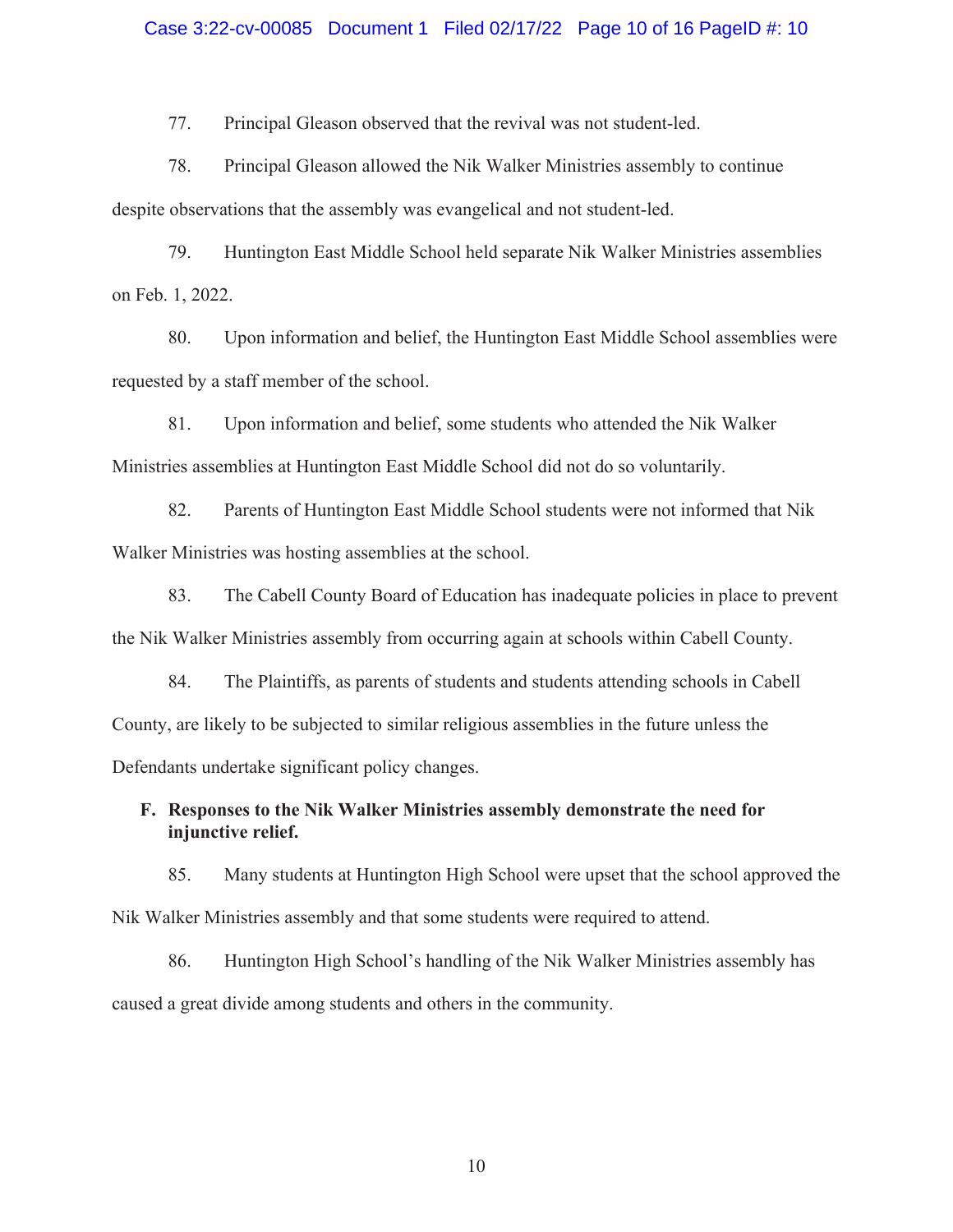77. Principal Gleason observed that the revival was not student-led.

78. Principal Gleason allowed the Nik Walker Ministries assembly to continue despite observations that the assembly was evangelical and not student-led.

79. Huntington East Middle School held separate Nik Walker Ministries assemblies on Feb. 1, 2022.

80. Upon information and belief, the Huntington East Middle School assemblies were requested by a staff member of the school.

81. Upon information and belief, some students who attended the Nik Walker Ministries assemblies at Huntington East Middle School did not do so voluntarily.

82. Parents of Huntington East Middle School students were not informed that Nik Walker Ministries was hosting assemblies at the school.

83. The Cabell County Board of Education has inadequate policies in place to prevent the Nik Walker Ministries assembly from occurring again at schools within Cabell County.

84. The Plaintiffs, as parents of students and students attending schools in Cabell County, are likely to be subjected to similar religious assemblies in the future unless the Defendants undertake significant policy changes.

### F. Responses to the Nik Walker Ministries assembly demonstrate the need for injunctive relief.

85. Many students at Huntington High School were upset that the school approved the Nik Walker Ministries assembly and that some students were required to attend.

86. Huntington High School's handling of the Nik Walker Ministries assembly has caused a great divide among students and others in the community.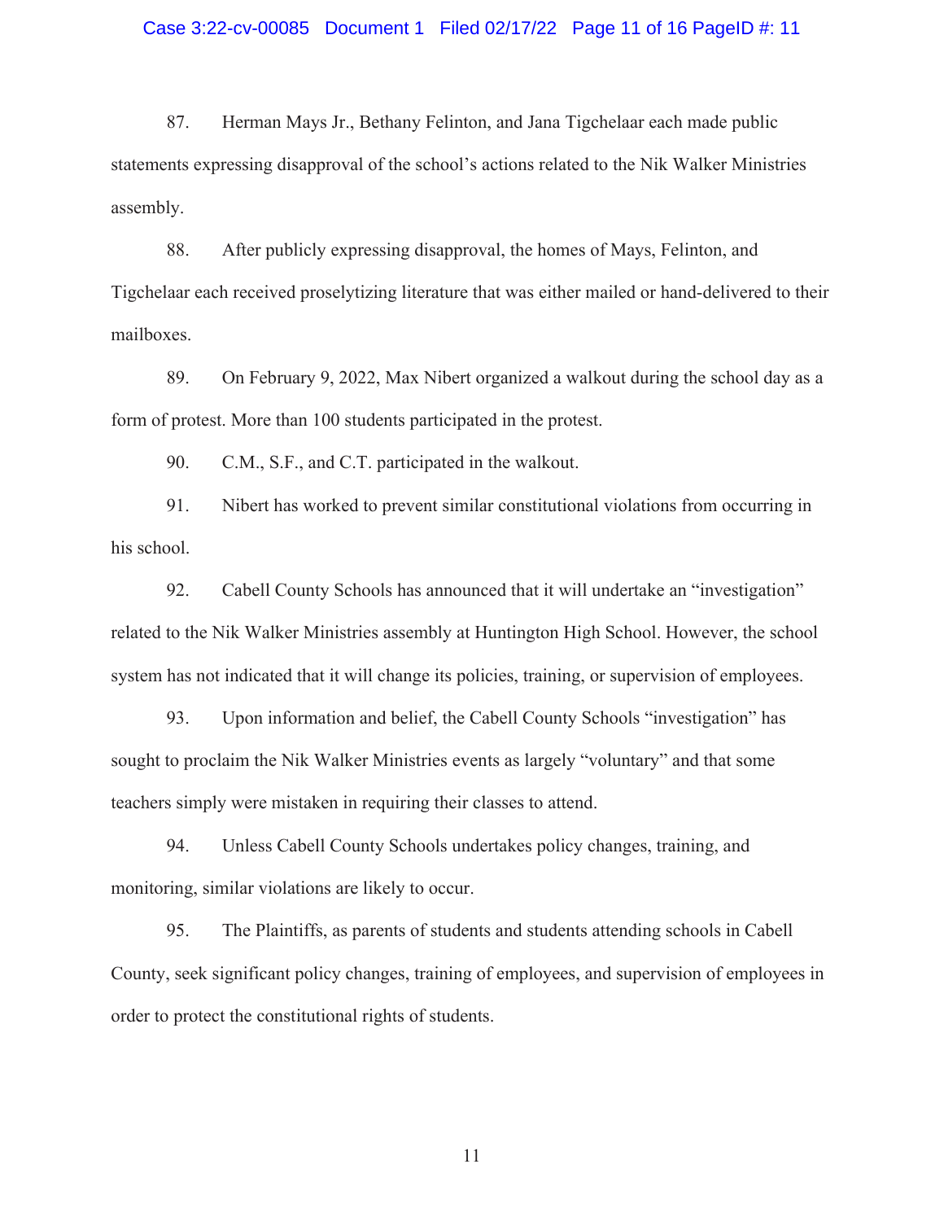87. Herman Mays Jr., Bethany Felinton, and Jana Tigchelaar each made public statements expressing disapproval of the school's actions related to the Nik Walker Ministries assembly.

88. After publicly expressing disapproval, the homes of Mays, Felinton, and Tigchelaar each received proselytizing literature that was either mailed or hand-delivered to their mailboxes.

89. On February 9, 2022, Max Nibert organized a walkout during the school day as a form of protest. More than 100 students participated in the protest.

90. C.M., S.F., and C.T. participated in the walkout.

91. Nibert has worked to prevent similar constitutional violations from occurring in his school.

92. Cabell County Schools has announced that it will undertake an "investigation" related to the Nik Walker Ministries assembly at Huntington High School. However, the school system has not indicated that it will change its policies, training, or supervision of employees.

93. Upon information and belief, the Cabell County Schools "investigation" has sought to proclaim the Nik Walker Ministries events as largely "voluntary" and that some teachers simply were mistaken in requiring their classes to attend.

94. Unless Cabell County Schools undertakes policy changes, training, and monitoring, similar violations are likely to occur.

95. The Plaintiffs, as parents of students and students attending schools in Cabell County, seek significant policy changes, training of employees, and supervision of employees in order to protect the constitutional rights of students.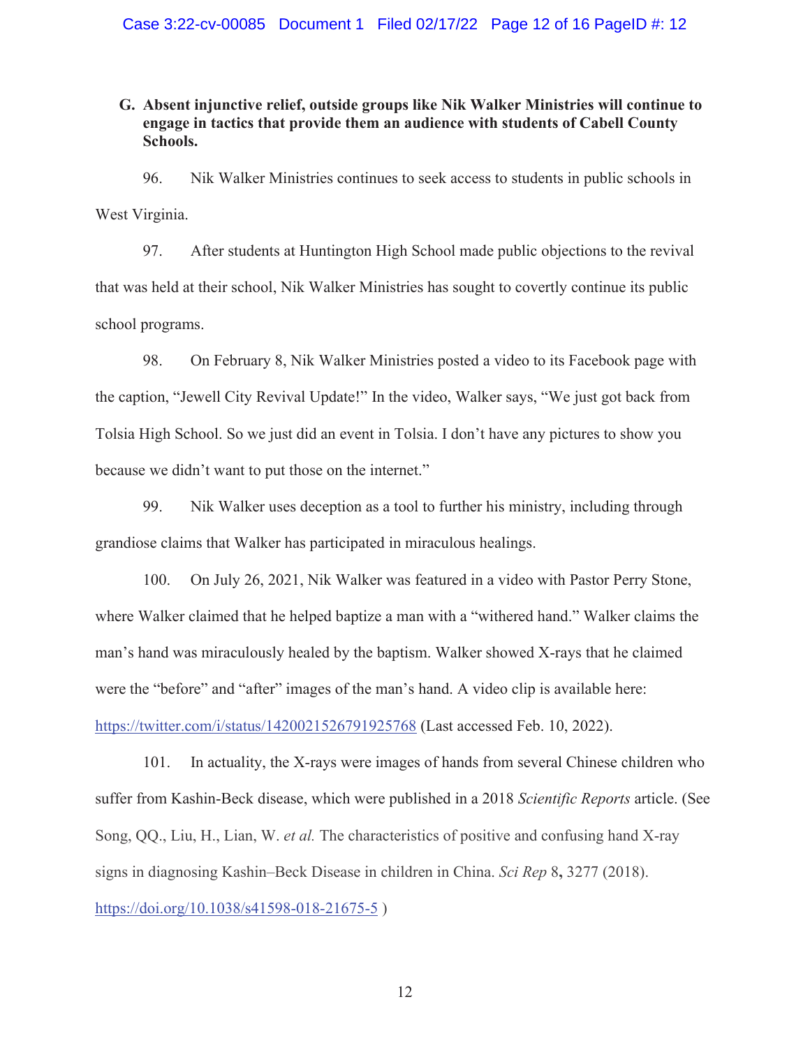### G. Absent injunctive relief, outside groups like Nik Walker Ministries will continue to engage in tactics that provide them an audience with students of Cabell County Schools.

96. Nik Walker Ministries continues to seek access to students in public schools in West Virginia.

97. After students at Huntington High School made public objections to the revival that was held at their school, Nik Walker Ministries has sought to covertly continue its public school programs.

98. On February 8, Nik Walker Ministries posted a video to its Facebook page with the caption, "Jewell City Revival Update!" In the video, Walker says, "We just got back from Tolsia High School. So we just did an event in Tolsia. I don't have any pictures to show you because we didn't want to put those on the internet."

99. Nik Walker uses deception as a tool to further his ministry, including through grandiose claims that Walker has participated in miraculous healings.

100. On July 26, 2021, Nik Walker was featured in a video with Pastor Perry Stone, where Walker claimed that he helped baptize a man with a "withered hand." Walker claims the man's hand was miraculously healed by the baptism. Walker showed X-rays that he claimed were the "before" and "after" images of the man's hand. A video clip is available here: https://twitter.com/i/status/1420021526791925768 (Last accessed Feb. 10, 2022).

101. In actuality, the X-rays were images of hands from several Chinese children who suffer from Kashin-Beck disease, which were published in a 2018 *Scientific Reports* article. (See Song, QQ., Liu, H., Lian, W. *et al.* The characteristics of positive and confusing hand X-ray signs in diagnosing Kashin–Beck Disease in children in China. *Sci Rep* 8**,** 3277 (2018). https://doi.org/10.1038/s41598-018-21675-5 )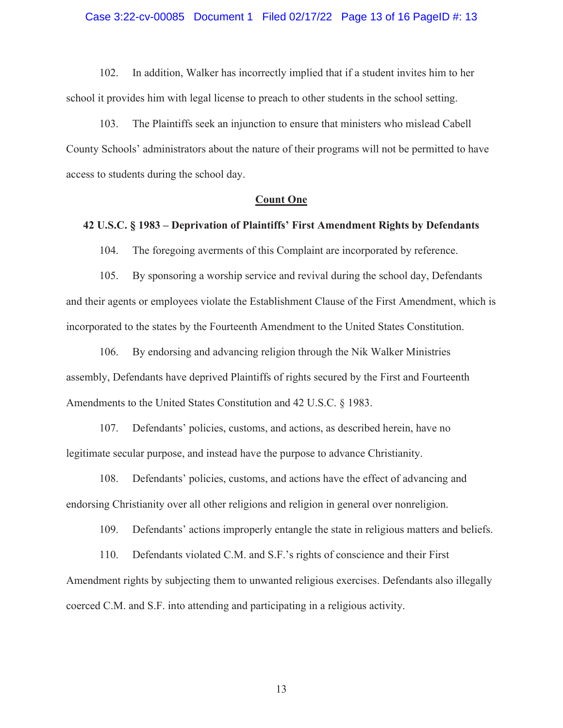102. In addition, Walker has incorrectly implied that if a student invites him to her school it provides him with legal license to preach to other students in the school setting.

103. The Plaintiffs seek an injunction to ensure that ministers who mislead Cabell County Schools' administrators about the nature of their programs will not be permitted to have access to students during the school day.

## Count One

### 42 U.S.C. § 1983 – Deprivation of Plaintiffs' First Amendment Rights by Defendants

104. The foregoing averments of this Complaint are incorporated by reference.

105. By sponsoring a worship service and revival during the school day, Defendants and their agents or employees violate the Establishment Clause of the First Amendment, which is incorporated to the states by the Fourteenth Amendment to the United States Constitution.

106. By endorsing and advancing religion through the Nik Walker Ministries assembly, Defendants have deprived Plaintiffs of rights secured by the First and Fourteenth Amendments to the United States Constitution and 42 U.S.C. § 1983.

107. Defendants' policies, customs, and actions, as described herein, have no legitimate secular purpose, and instead have the purpose to advance Christianity.

108. Defendants' policies, customs, and actions have the effect of advancing and endorsing Christianity over all other religions and religion in general over nonreligion.

109. Defendants' actions improperly entangle the state in religious matters and beliefs.

110. Defendants violated C.M. and S.F.'s rights of conscience and their First Amendment rights by subjecting them to unwanted religious exercises. Defendants also illegally coerced C.M. and S.F. into attending and participating in a religious activity.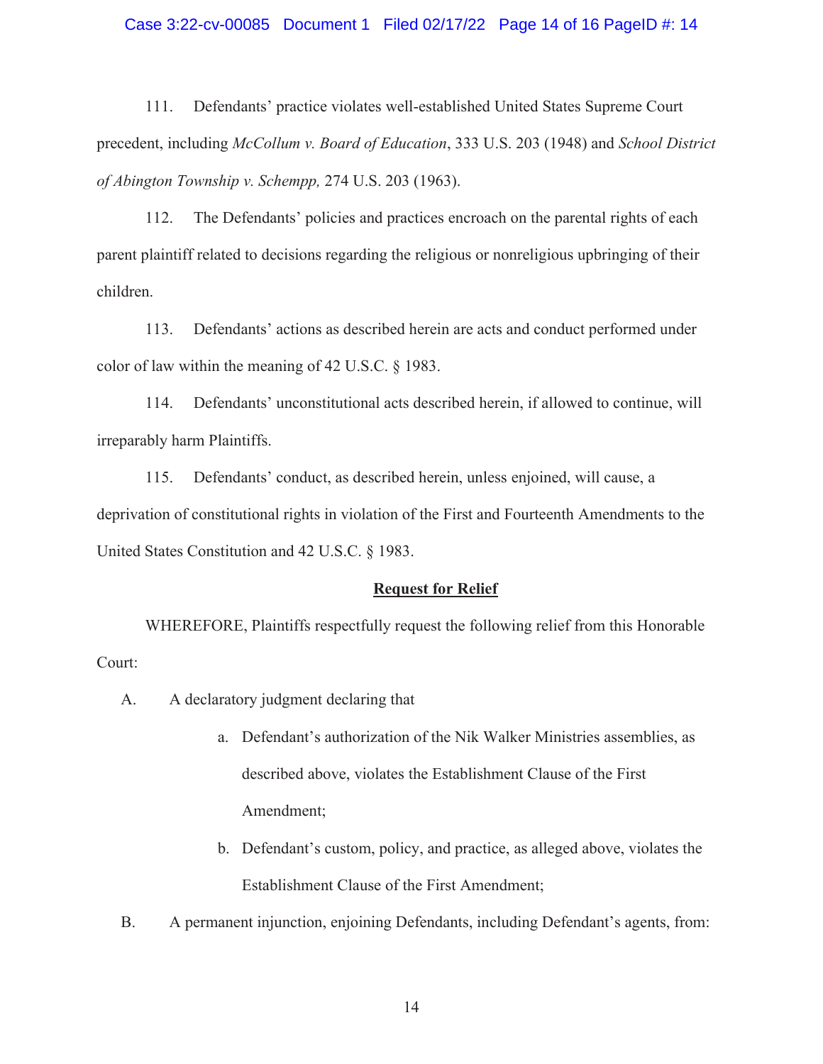111. Defendants' practice violates well-established United States Supreme Court precedent, including *McCollum v. Board of Education*, 333 U.S. 203 (1948) and *School District of Abington Township v. Schempp,* 274 U.S. 203 (1963).

112. The Defendants' policies and practices encroach on the parental rights of each parent plaintiff related to decisions regarding the religious or nonreligious upbringing of their children.

113. Defendants' actions as described herein are acts and conduct performed under color of law within the meaning of 42 U.S.C. § 1983.

114. Defendants' unconstitutional acts described herein, if allowed to continue, will irreparably harm Plaintiffs.

115. Defendants' conduct, as described herein, unless enjoined, will cause, a deprivation of constitutional rights in violation of the First and Fourteenth Amendments to the United States Constitution and 42 U.S.C. § 1983.

## **Request for Relief**

WHEREFORE, Plaintiffs respectfully request the following relief from this Honorable Court:

A. A declaratory judgment declaring that

   a. Defendant's authorization of the Nik Walker Ministries assemblies, as described above, violates the Establishment Clause of the First Amendment;

   b. Defendant's custom, policy, and practice, as alleged above, violates the Establishment Clause of the First Amendment;

B. A permanent injunction, enjoining Defendants, including Defendant's agents, from: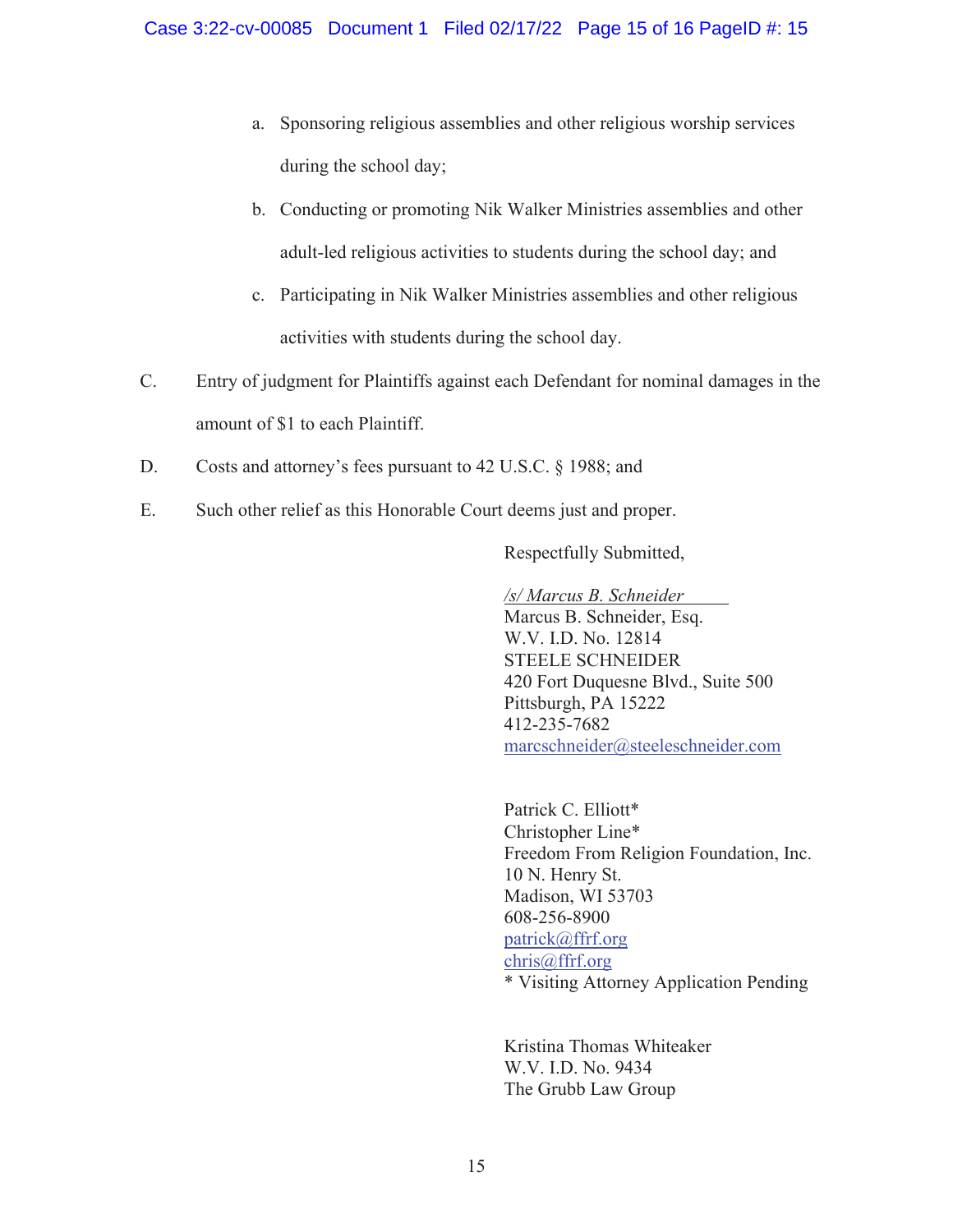a. Sponsoring religious assemblies and other religious worship services during the school day;

b. Conducting or promoting Nik Walker Ministries assemblies and other adult-led religious activities to students during the school day; and

c. Participating in Nik Walker Ministries assemblies and other religious activities with students during the school day.

C. Entry of judgment for Plaintiffs against each Defendant for nominal damages in the amount of $1 to each Plaintiff.

D. Costs and attorney's fees pursuant to 42 U.S.C. § 1988; and

E. Such other relief as this Honorable Court deems just and proper.

Respectfully Submitted,

*/s/ Marcus B. Schneider*
Marcus B. Schneider, Esq.
W.V. I.D. No. 12814
STEELE SCHNEIDER
420 Fort Duquesne Blvd., Suite 500
Pittsburgh, PA 15222
412-235-7682
marcschneider@steeleschneider.com

Patrick C. Elliott*
Christopher Line*
Freedom From Religion Foundation, Inc.
10 N. Henry St.
Madison, WI 53703
608-256-8900
patrick@ffrf.org
chris@ffrf.org
* Visiting Attorney Application Pending

Kristina Thomas Whiteaker
W.V. I.D. No. 9434
The Grubb Law Group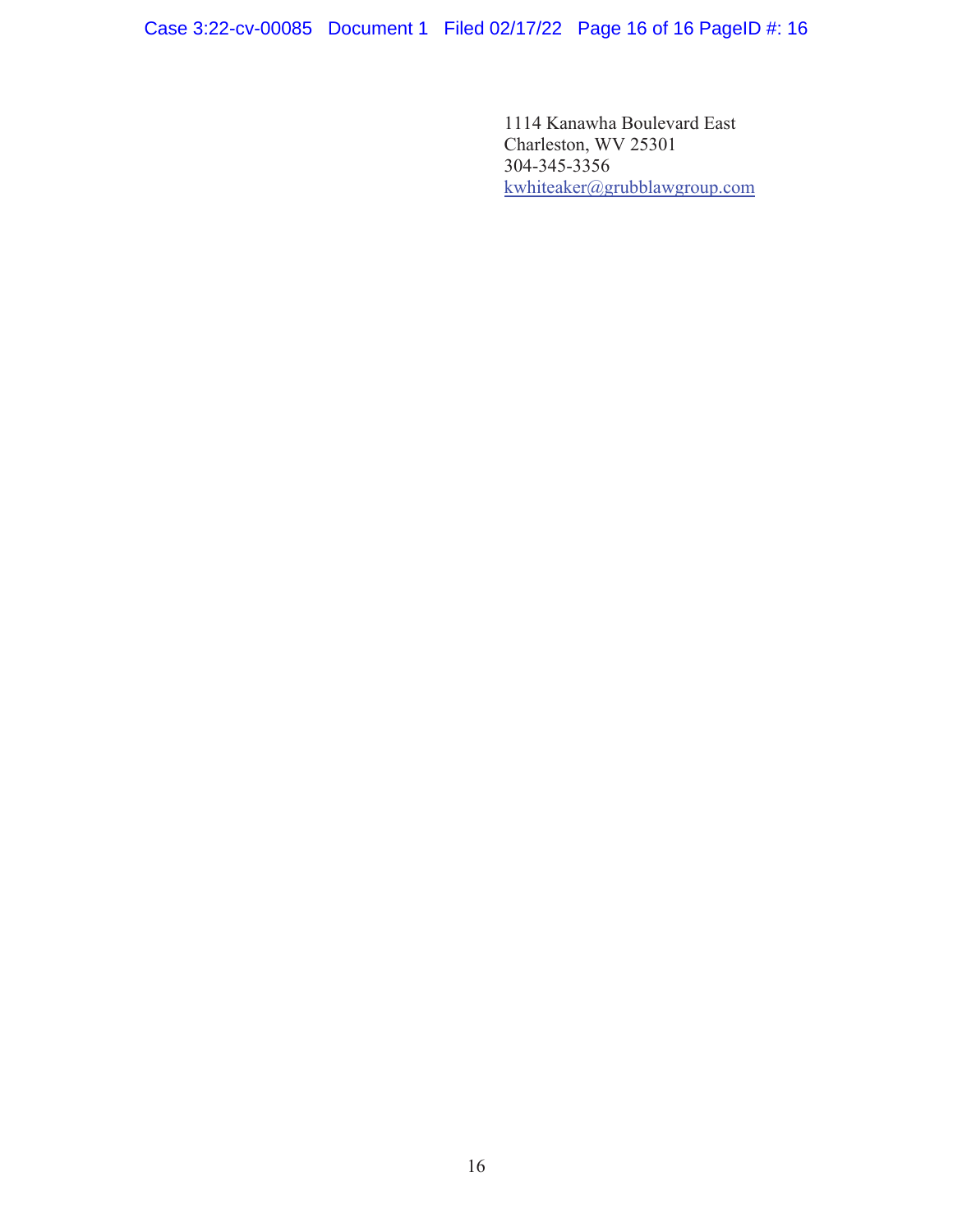1114 Kanawha Boulevard East
Charleston, WV 25301
304-345-3356
kwhiteaker@grubblawgroup.com